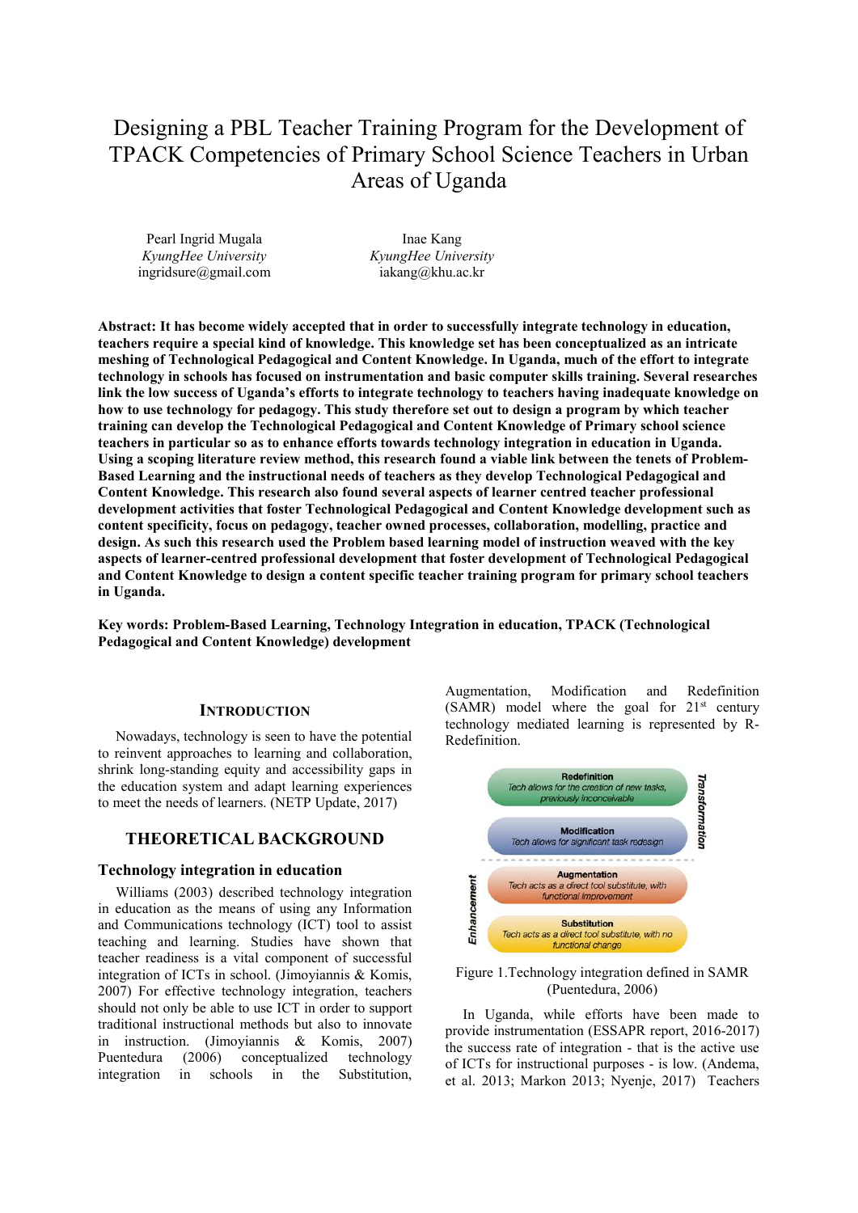# Designing a PBL Teacher Training Program for the Development of TPACK Competencies of Primary School Science Teachers in Urban Areas of Uganda

Pearl Ingrid Mugala
*KyungHee University*
ingridsure@gmail.com

Inae Kang
*KyungHee University*
iakang@khu.ac.kr

**Abstract: It has become widely accepted that in order to successfully integrate technology in education, teachers require a special kind of knowledge. This knowledge set has been conceptualized as an intricate meshing of Technological Pedagogical and Content Knowledge. In Uganda, much of the effort to integrate technology in schools has focused on instrumentation and basic computer skills training. Several researches link the low success of Uganda's efforts to integrate technology to teachers having inadequate knowledge on how to use technology for pedagogy. This study therefore set out to design a program by which teacher training can develop the Technological Pedagogical and Content Knowledge of Primary school science teachers in particular so as to enhance efforts towards technology integration in education in Uganda. Using a scoping literature review method, this research found a viable link between the tenets of Problem-Based Learning and the instructional needs of teachers as they develop Technological Pedagogical and Content Knowledge. This research also found several aspects of learner centred teacher professional development activities that foster Technological Pedagogical and Content Knowledge development such as content specificity, focus on pedagogy, teacher owned processes, collaboration, modelling, practice and design. As such this research used the Problem based learning model of instruction weaved with the key aspects of learner-centred professional development that foster development of Technological Pedagogical and Content Knowledge to design a content specific teacher training program for primary school teachers in Uganda.**

**Key words: Problem-Based Learning, Technology Integration in education, TPACK (Technological Pedagogical and Content Knowledge) development**

## INTRODUCTION

Nowadays, technology is seen to have the potential to reinvent approaches to learning and collaboration, shrink long-standing equity and accessibility gaps in the education system and adapt learning experiences to meet the needs of learners. (NETP Update, 2017)

## THEORETICAL BACKGROUND

### Technology integration in education

Williams (2003) described technology integration in education as the means of using any Information and Communications technology (ICT) tool to assist teaching and learning. Studies have shown that teacher readiness is a vital component of successful integration of ICTs in school. (Jimoyiannis & Komis, 2007) For effective technology integration, teachers should not only be able to use ICT in order to support traditional instructional methods but also to innovate in instruction. (Jimoyiannis & Komis, 2007) Puentedura (2006) conceptualized technology integration in schools in the Substitution, Augmentation, Modification and Redefinition (SAMR) model where the goal for 21st century technology mediated learning is represented by R-Redefinition.

| | Level | Description |
|---|---|---|
| Transformation | Redefinition | Tech allows for the creation of new tasks, previously inconceivable |
| | Modification | Tech allows for significant task redesign |
| Enhancement | Augmentation | Tech acts as a direct tool substitute, with functional improvement |
| | Substitution | Tech acts as a direct tool substitute, with no functional change |

Figure 1.Technology integration defined in SAMR (Puentedura, 2006)

In Uganda, while efforts have been made to provide instrumentation (ESSAPR report, 2016-2017) the success rate of integration - that is the active use of ICTs for instructional purposes - is low. (Andema, et al. 2013; Markon 2013; Nyenje, 2017) Teachers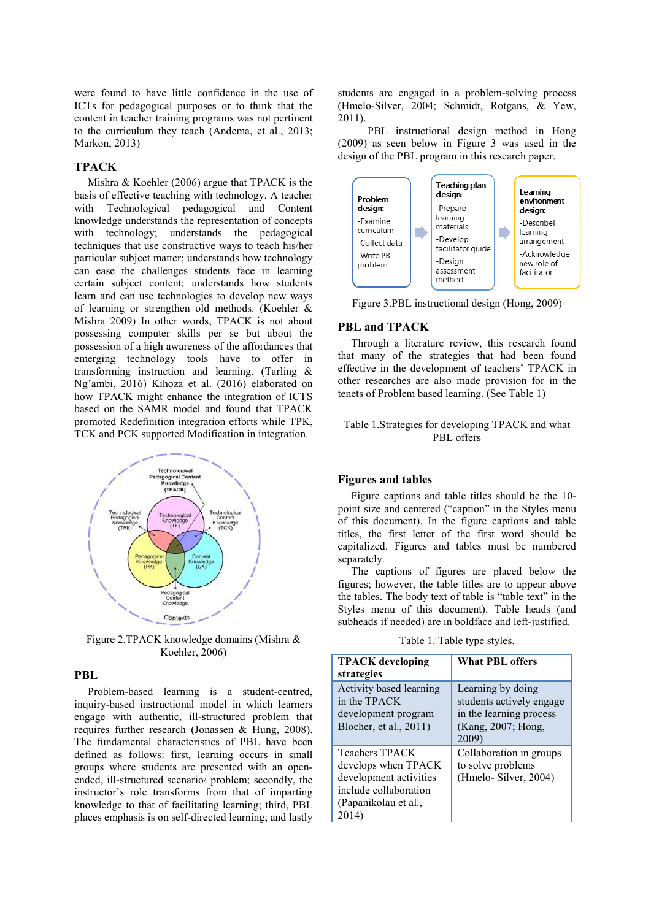were found to have little confidence in the use of ICTs for pedagogical purposes or to think that the content in teacher training programs was not pertinent to the curriculum they teach (Andema, et al., 2013; Markon, 2013)

## TPACK

Mishra & Koehler (2006) argue that TPACK is the basis of effective teaching with technology. A teacher with Technological pedagogical and Content knowledge understands the representation of concepts with technology; understands the pedagogical techniques that use constructive ways to teach his/her particular subject matter; understands how technology can ease the challenges students face in learning certain subject content; understands how students learn and can use technologies to develop new ways of learning or strengthen old methods. (Koehler & Mishra 2009) In other words, TPACK is not about possessing computer skills per se but about the possession of a high awareness of the affordances that emerging technology tools have to offer in transforming instruction and learning. (Tarling & Ng'ambi, 2016) Kihoza et al. (2016) elaborated on how TPACK might enhance the integration of ICTS based on the SAMR model and found that TPACK promoted Redefinition integration efforts while TPK, TCK and PCK supported Modification in integration.

Figure 2.TPACK knowledge domains (Mishra & Koehler, 2006)

## PBL

Problem-based learning is a student-centred, inquiry-based instructional model in which learners engage with authentic, ill-structured problem that requires further research (Jonassen & Hung, 2008). The fundamental characteristics of PBL have been defined as follows: first, learning occurs in small groups where students are presented with an open-ended, ill-structured scenario/ problem; secondly, the instructor's role transforms from that of imparting knowledge to that of facilitating learning; third, PBL places emphasis is on self-directed learning; and lastly students are engaged in a problem-solving process (Hmelo-Silver, 2004; Schmidt, Rotgans, & Yew, 2011).

PBL instructional design method in Hong (2009) as seen below in Figure 3 was used in the design of the PBL program in this research paper.

Figure 3.PBL instructional design (Hong, 2009)

## PBL and TPACK

Through a literature review, this research found that many of the strategies that had been found effective in the development of teachers' TPACK in other researches are also made provision for in the tenets of Problem based learning. (See Table 1)

Table 1.Strategies for developing TPACK and what PBL offers

## Figures and tables

Figure captions and table titles should be the 10-point size and centered ("caption" in the Styles menu of this document). In the figure captions and table titles, the first letter of the first word should be capitalized. Figures and tables must be numbered separately.

The captions of figures are placed below the figures; however, the table titles are to appear above the tables. The body text of table is "table text" in the Styles menu of this document). Table heads (and subheads if needed) are in boldface and left-justified.

Table 1. Table type styles.

| **TPACK developing strategies** | **What PBL offers** |
|---|---|
| Activity based learning in the TPACK development program Blocher, et al., 2011) | Learning by doing students actively engage in the learning process (Kang, 2007; Hong, 2009) |
| Teachers TPACK develops when TPACK development activities include collaboration (Papanikolau et al., 2014) | Collaboration in groups to solve problems (Hmelo- Silver, 2004) |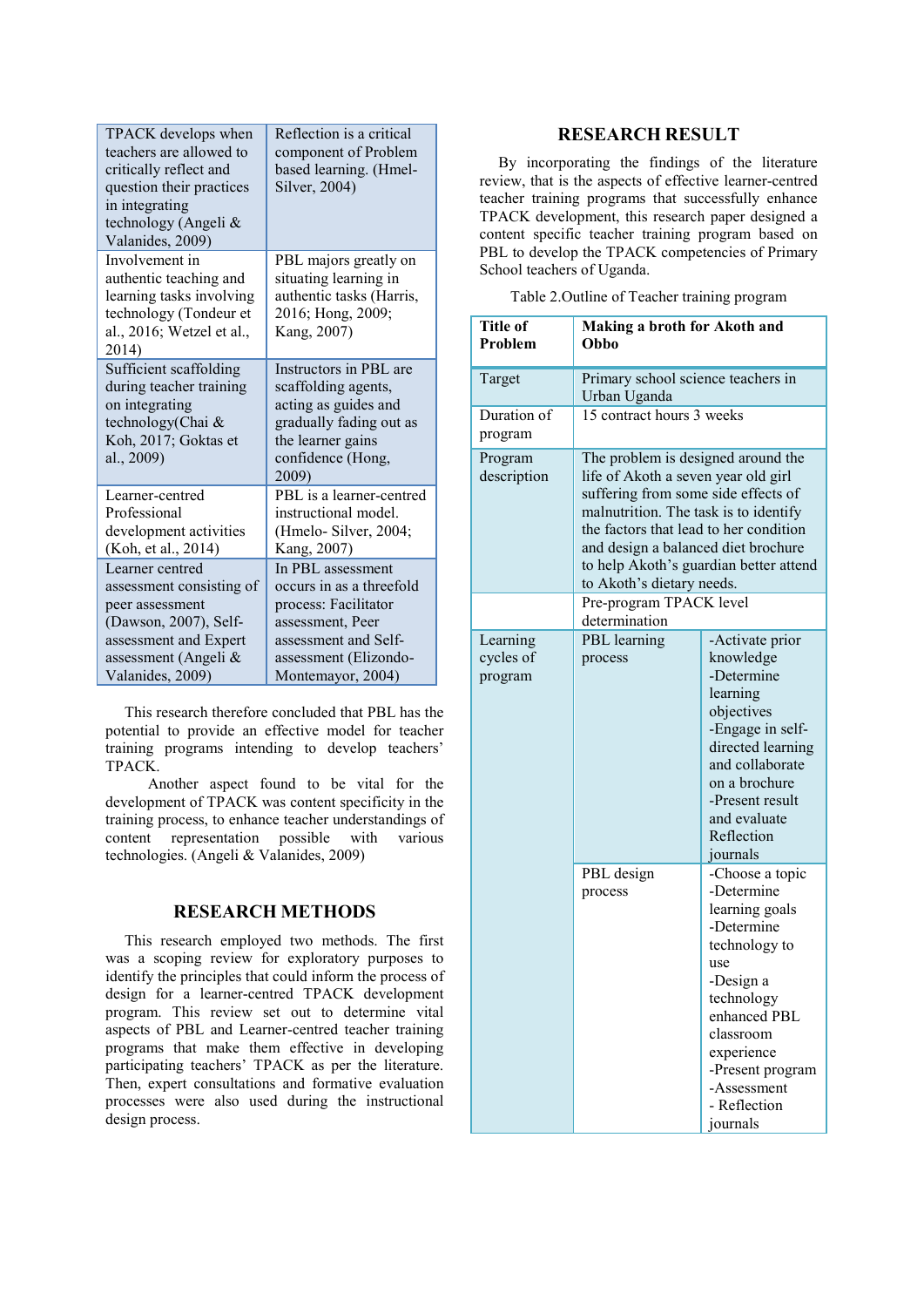| TPACK develops when teachers are allowed to critically reflect and question their practices in integrating technology (Angeli & Valanides, 2009) | Reflection is a critical component of Problem based learning. (Hmel-Silver, 2004) |
|---|---|
| Involvement in authentic teaching and learning tasks involving technology (Tondeur et al., 2016; Wetzel et al., 2014) | PBL majors greatly on situating learning in authentic tasks (Harris, 2016; Hong, 2009; Kang, 2007) |
| Sufficient scaffolding during teacher training on integrating technology(Chai & Koh, 2017; Goktas et al., 2009) | Instructors in PBL are scaffolding agents, acting as guides and gradually fading out as the learner gains confidence (Hong, 2009) |
| Learner-centred Professional development activities (Koh, et al., 2014) | PBL is a learner-centred instructional model. (Hmelo- Silver, 2004; Kang, 2007) |
| Learner centred assessment consisting of peer assessment (Dawson, 2007), Self-assessment and Expert assessment (Angeli & Valanides, 2009) | In PBL assessment occurs in as a threefold process: Facilitator assessment, Peer assessment and Self-assessment (Elizondo-Montemayor, 2004) |

This research therefore concluded that PBL has the potential to provide an effective model for teacher training programs intending to develop teachers' TPACK.

Another aspect found to be vital for the development of TPACK was content specificity in the training process, to enhance teacher understandings of content representation possible with various technologies. (Angeli & Valanides, 2009)

## RESEARCH METHODS

This research employed two methods. The first was a scoping review for exploratory purposes to identify the principles that could inform the process of design for a learner-centred TPACK development program. This review set out to determine vital aspects of PBL and Learner-centred teacher training programs that make them effective in developing participating teachers' TPACK as per the literature. Then, expert consultations and formative evaluation processes were also used during the instructional design process.

## RESEARCH RESULT

By incorporating the findings of the literature review, that is the aspects of effective learner-centred teacher training programs that successfully enhance TPACK development, this research paper designed a content specific teacher training program based on PBL to develop the TPACK competencies of Primary School teachers of Uganda.

Table 2.Outline of Teacher training program

| **Title of Problem** | **Making a broth for Akoth and Obbo** | |
|---|---|---|
| Target | Primary school science teachers in Urban Uganda | |
| Duration of program | 15 contract hours 3 weeks | |
| Program description | The problem is designed around the life of Akoth a seven year old girl suffering from some side effects of malnutrition. The task is to identify the factors that lead to her condition and design a balanced diet brochure to help Akoth's guardian better attend to Akoth's dietary needs. | |
| | Pre-program TPACK level determination | |
| Learning cycles of program | PBL learning process | -Activate prior knowledge<br>-Determine learning objectives<br>-Engage in self-directed learning and collaborate on a brochure<br>-Present result and evaluate Reflection journals |
| | PBL design process | -Choose a topic<br>-Determine learning goals<br>-Determine technology to use<br>-Design a technology enhanced PBL classroom experience<br>-Present program<br>-Assessment<br>- Reflection journals |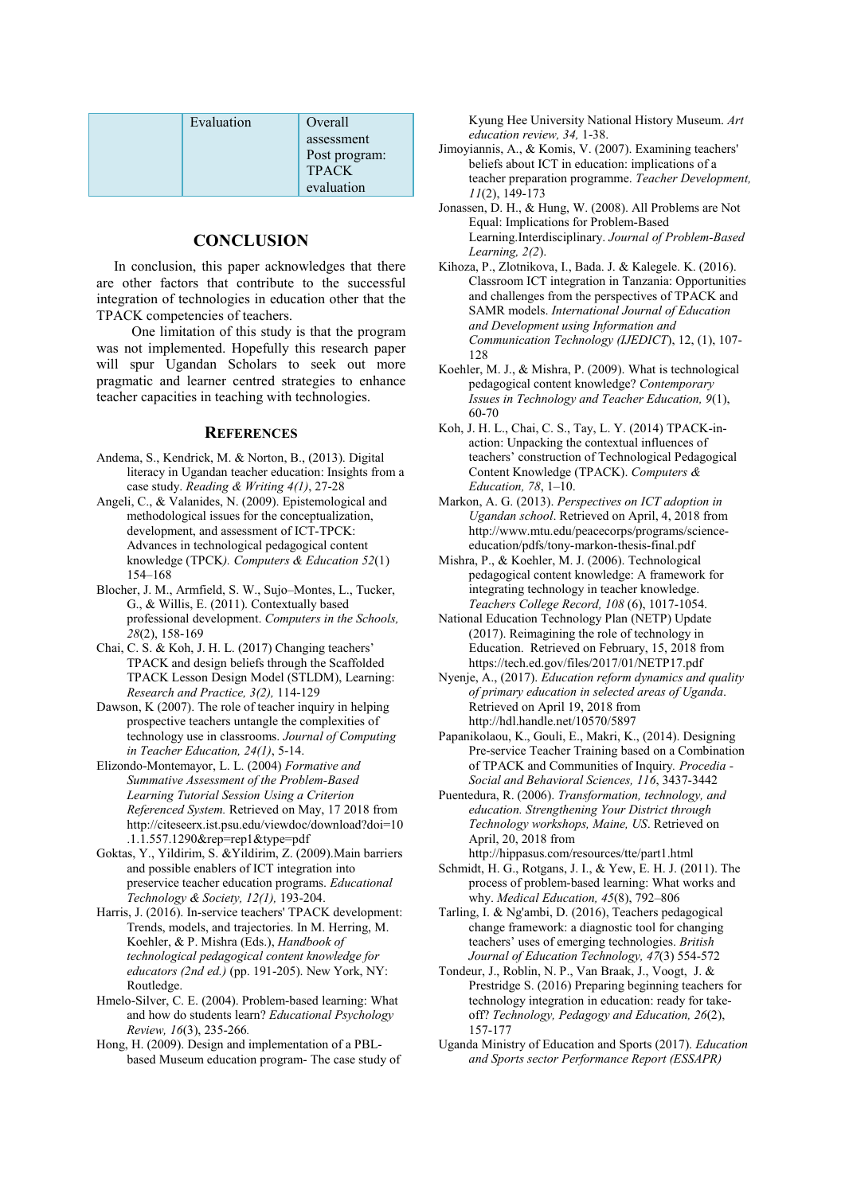| | Evaluation | Overall assessment Post program: TPACK evaluation |
|---|---|---|

## CONCLUSION

In conclusion, this paper acknowledges that there are other factors that contribute to the successful integration of technologies in education other that the TPACK competencies of teachers.

One limitation of this study is that the program was not implemented. Hopefully this research paper will spur Ugandan Scholars to seek out more pragmatic and learner centred strategies to enhance teacher capacities in teaching with technologies.

## REFERENCES

Andema, S., Kendrick, M. & Norton, B., (2013). Digital literacy in Ugandan teacher education: Insights from a case study. *Reading & Writing 4(1)*, 27-28

Angeli, C., & Valanides, N. (2009). Epistemological and methodological issues for the conceptualization, development, and assessment of ICT-TPCK: Advances in technological pedagogical content knowledge (TPCK*). Computers & Education 52*(1) 154–168

Blocher, J. M., Armfield, S. W., Sujo–Montes, L., Tucker, G., & Willis, E. (2011). Contextually based professional development. *Computers in the Schools, 28*(2), 158-169

Chai, C. S. & Koh, J. H. L. (2017) Changing teachers' TPACK and design beliefs through the Scaffolded TPACK Lesson Design Model (STLDM), Learning: *Research and Practice, 3(2),* 114-129

Dawson, K (2007). The role of teacher inquiry in helping prospective teachers untangle the complexities of technology use in classrooms. *Journal of Computing in Teacher Education, 24(1)*, 5-14.

Elizondo-Montemayor, L. L. (2004) *Formative and Summative Assessment of the Problem-Based Learning Tutorial Session Using a Criterion Referenced System.* Retrieved on May, 17 2018 from http://citeseerx.ist.psu.edu/viewdoc/download?doi=10.1.1.557.1290&rep=rep1&type=pdf

Goktas, Y., Yildirim, S. &Yildirim, Z. (2009).Main barriers and possible enablers of ICT integration into preservice teacher education programs. *Educational Technology & Society, 12(1),* 193-204.

Harris, J. (2016). In-service teachers' TPACK development: Trends, models, and trajectories. In M. Herring, M. Koehler, & P. Mishra (Eds.), *Handbook of technological pedagogical content knowledge for educators (2nd ed.)* (pp. 191-205). New York, NY: Routledge.

Hmelo-Silver, C. E. (2004). Problem-based learning: What and how do students learn? *Educational Psychology Review, 16*(3), 235-266*.*

Hong, H. (2009). Design and implementation of a PBL-based Museum education program- The case study of Kyung Hee University National History Museum. *Art education review, 34,* 1-38.

Jimoyiannis, A., & Komis, V. (2007). Examining teachers' beliefs about ICT in education: implications of a teacher preparation programme. *Teacher Development, 11*(2), 149-173

Jonassen, D. H., & Hung, W. (2008). All Problems are Not Equal: Implications for Problem-Based Learning.Interdisciplinary. *Journal of Problem-Based Learning, 2(2*).

Kihoza, P., Zlotnikova, I., Bada. J. & Kalegele. K. (2016). Classroom ICT integration in Tanzania: Opportunities and challenges from the perspectives of TPACK and SAMR models. *International Journal of Education and Development using Information and Communication Technology (IJEDICT*), 12, (1), 107-128

Koehler, M. J., & Mishra, P. (2009). What is technological pedagogical content knowledge? *Contemporary Issues in Technology and Teacher Education, 9*(1), 60-70

Koh, J. H. L., Chai, C. S., Tay, L. Y. (2014) TPACK-in-action: Unpacking the contextual influences of teachers' construction of Technological Pedagogical Content Knowledge (TPACK). *Computers & Education, 78*, 1–10.

Markon, A. G. (2013). *Perspectives on ICT adoption in Ugandan school*. Retrieved on April, 4, 2018 from http://www.mtu.edu/peacecorps/programs/science-education/pdfs/tony-markon-thesis-final.pdf

Mishra, P., & Koehler, M. J. (2006). Technological pedagogical content knowledge: A framework for integrating technology in teacher knowledge. *Teachers College Record, 108* (6), 1017-1054.

National Education Technology Plan (NETP) Update (2017). Reimagining the role of technology in Education. Retrieved on February, 15, 2018 from https://tech.ed.gov/files/2017/01/NETP17.pdf

Nyenje, A., (2017). *Education reform dynamics and quality of primary education in selected areas of Uganda*. Retrieved on April 19, 2018 from http://hdl.handle.net/10570/5897

Papanikolaou, K., Gouli, E., Makri, K., (2014). Designing Pre-service Teacher Training based on a Combination of TPACK and Communities of Inquiry*. Procedia - Social and Behavioral Sciences, 116*, 3437-3442

Puentedura, R. (2006). *Transformation, technology, and education. Strengthening Your District through Technology workshops, Maine, US*. Retrieved on April, 20, 2018 from http://hippasus.com/resources/tte/part1.html

Schmidt, H. G., Rotgans, J. I., & Yew, E. H. J. (2011). The process of problem-based learning: What works and why. *Medical Education, 45*(8), 792–806

Tarling, I. & Ng'ambi, D. (2016), Teachers pedagogical change framework: a diagnostic tool for changing teachers' uses of emerging technologies. *British Journal of Education Technology, 47*(3) 554-572

Tondeur, J., Roblin, N. P., Van Braak, J., Voogt, J. & Prestridge S. (2016) Preparing beginning teachers for technology integration in education: ready for take-off? *Technology, Pedagogy and Education, 26*(2), 157-177

Uganda Ministry of Education and Sports (2017). *Education and Sports sector Performance Report (ESSAPR)*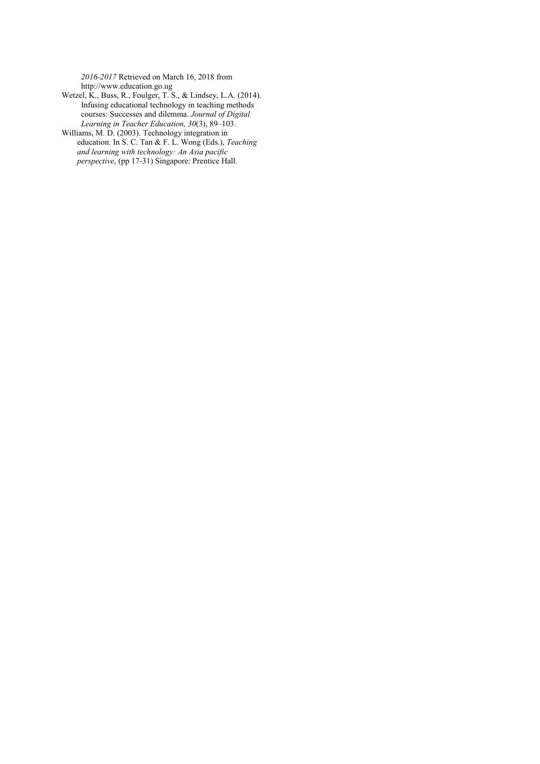*2016-2017* Retrieved on March 16, 2018 from http://www.education.go.ug

Wetzel, K., Buss, R., Foulger, T. S., & Lindsey, L.A. (2014). Infusing educational technology in teaching methods courses: Successes and dilemma. *Journal of Digital Learning in Teacher Education, 30*(3), 89–103.

Williams, M. D. (2003). Technology integration in education. In S. C. Tan & F. L. Wong (Eds.), *Teaching and learning with technology: An Asia pacific perspective*, (pp 17-31) Singapore: Prentice Hall.